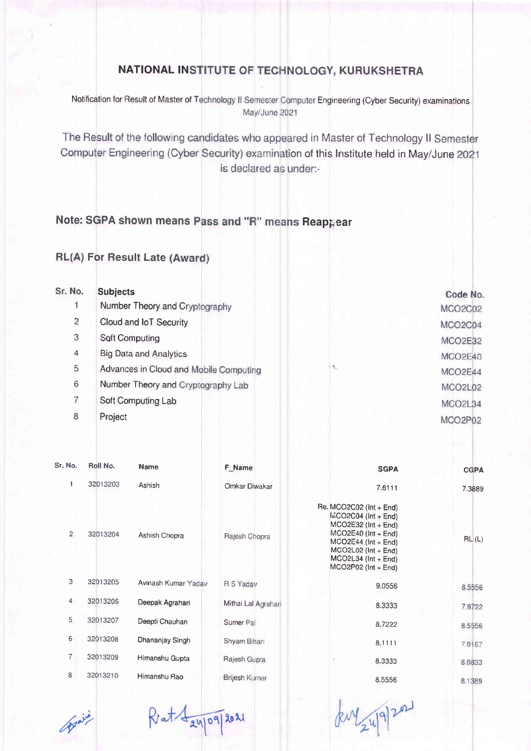# NATIONAL INSTITUTE OF TECHNOLOGY, KURUKSHETRA

Notification for Result of Master of Technology II Semester Computer Engineering (Cyber Security) examinations May/June 2021

The Result of the following candidates who appeared in Master of Technology II Semester Computer Engineering (Cyber Security) examination of this Institute held in May/June 2021 is declared as under:-

**Note: SGPA shown means Pass and "R" means Reappear**

**RL(A) For Result Late (Award)**

| Sr. No. | Subjects | Code No. |
|---|---|---|
| 1 | Number Theory and Cryptography | MCO2C02 |
| 2 | Cloud and IoT Security | MCO2C04 |
| 3 | Soft Computing | MCO2E32 |
| 4 | Big Data and Analytics | MCO2E40 |
| 5 | Advances in Cloud and Mobile Computing | MCO2E44 |
| 6 | Number Theory and Cryptography Lab | MCO2L02 |
| 7 | Soft Computing Lab | MCO2L34 |
| 8 | Project | MCO2P02 |

| Sr. No. | Roll No. | Name | F_Name | SGPA | CGPA |
|---|---|---|---|---|---|
| 1 | 32013203 | Ashish | Omkar Diwakar | 7.6111 | 7.3889 |
| 2 | 32013204 | Ashish Chopra | Rajesh Chopra | Re. MCO2C02 (Int + End) MCO2C04 (Int + End) MCO2E32 (Int + End) MCO2E40 (Int + End) MCO2E44 (Int + End) MCO2L02 (Int + End) MCO2L34 (Int + End) MCO2P02 (Int + End) | RL (L) |
| 3 | 32013205 | Avinash Kumar Yadav | R S Yadav | 9.0556 | 8.5556 |
| 4 | 32013206 | Deepak Agrahari | Mithai Lal Agrahari | 8.3333 | 7.9722 |
| 5 | 32013207 | Deepti Chauhan | Sumer Pal | 8.7222 | 8.5556 |
| 6 | 32013208 | Dhananjay Singh | Shyam Bihari | 8.1111 | 7.9167 |
| 7 | 32013209 | Himanshu Gupta | Rajesh Gupta | 8.3333 | 8.0833 |
| 8 | 32013210 | Himanshu Rao | Brijesh Kumar | 8.5556 | 8.1389 |

24/09/2021 24/9/2021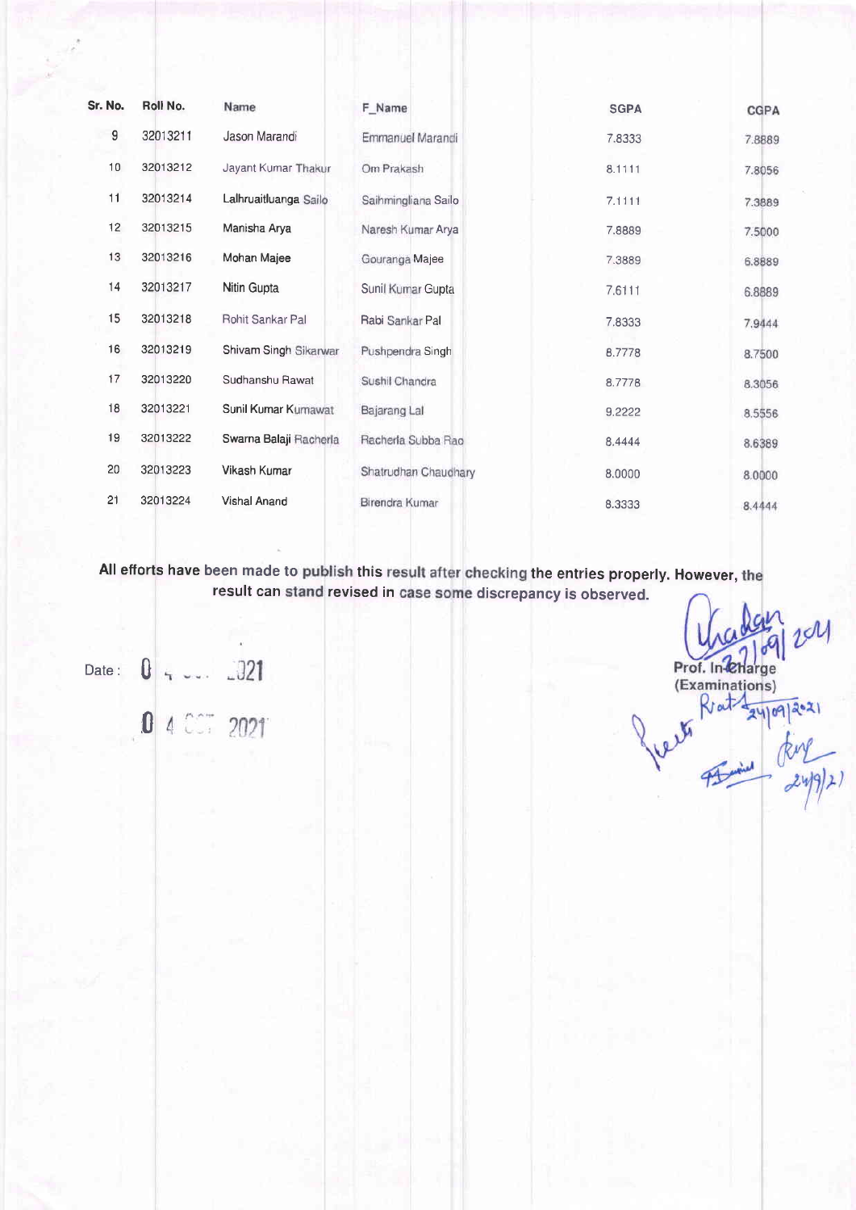| Sr. No. | Roll No. | Name | F_Name | SGPA | CGPA |
|---|---|---|---|---|---|
| 9 | 32013211 | Jason Marandi | Emmanuel Marandi | 7.8333 | 7.8889 |
| 10 | 32013212 | Jayant Kumar Thakur | Om Prakash | 8.1111 | 7.8056 |
| 11 | 32013214 | Lalhruaitluanga Sailo | Saihmingliana Sailo | 7.1111 | 7.3889 |
| 12 | 32013215 | Manisha Arya | Naresh Kumar Arya | 7.8889 | 7.5000 |
| 13 | 32013216 | Mohan Majee | Gouranga Majee | 7.3889 | 6.8889 |
| 14 | 32013217 | Nitin Gupta | Sunil Kumar Gupta | 7.6111 | 6.8889 |
| 15 | 32013218 | Rohit Sankar Pal | Rabi Sankar Pal | 7.8333 | 7.9444 |
| 16 | 32013219 | Shivam Singh Sikarwar | Pushpendra Singh | 8.7778 | 8.7500 |
| 17 | 32013220 | Sudhanshu Rawat | Sushil Chandra | 8.7778 | 8.3056 |
| 18 | 32013221 | Sunil Kumar Kumawat | Bajarang Lal | 9.2222 | 8.5556 |
| 19 | 32013222 | Swarna Balaji Racherla | Racherla Subba Rao | 8.4444 | 8.6389 |
| 20 | 32013223 | Vikash Kumar | Shatrudhan Chaudhary | 8.0000 | 8.0000 |
| 21 | 32013224 | Vishal Anand | Birendra Kumar | 8.3333 | 8.4444 |

**All efforts have been made to publish this result after checking the entries properly. However, the result can stand revised in case some discrepancy is observed.**

Date : 04 OCT 2021

04 OCT 2021

27/09/2021

**Prof. In-Charge**
**(Examinations)**

24/09/2021

24/9/21